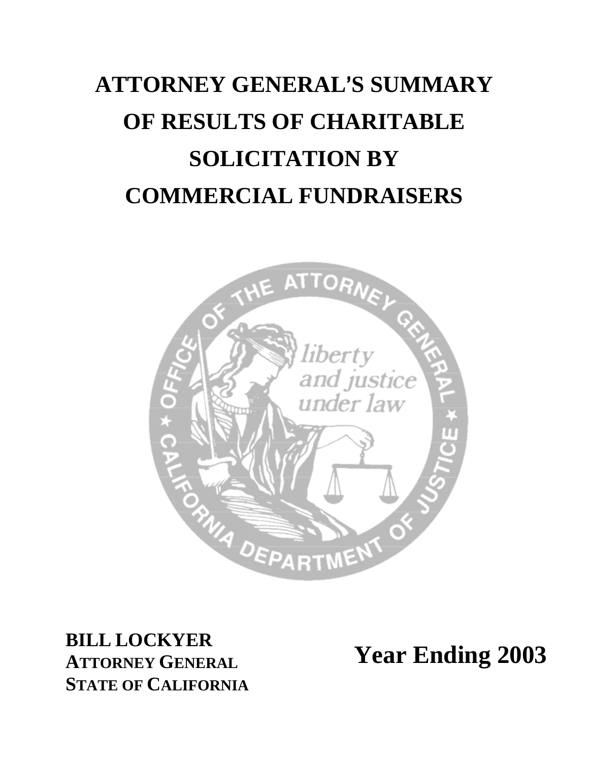# ATTORNEY GENERAL'S SUMMARY OF RESULTS OF CHARITABLE SOLICITATION BY COMMERCIAL FUNDRAISERS

**BILL LOCKYER**
**ATTORNEY GENERAL**
**STATE OF CALIFORNIA**

**Year Ending 2003**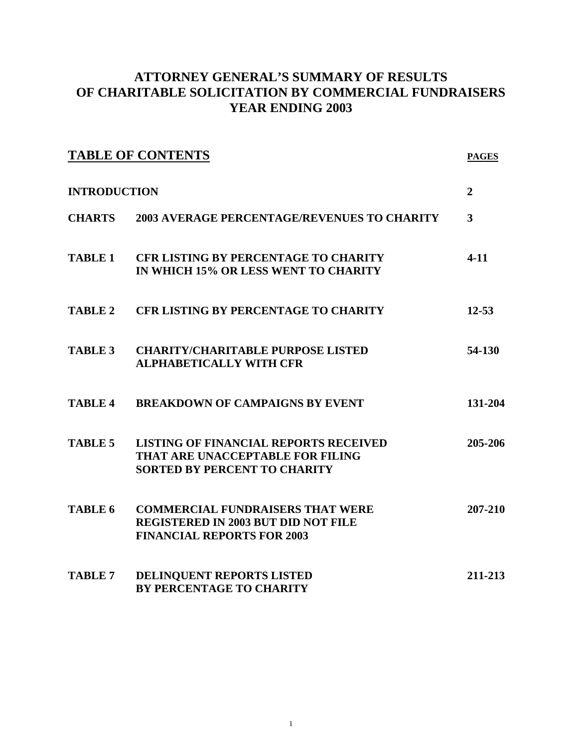# ATTORNEY GENERAL'S SUMMARY OF RESULTS OF CHARITABLE SOLICITATION BY COMMERCIAL FUNDRAISERS YEAR ENDING 2003

## TABLE OF CONTENTS

| | | PAGES |
|---|---|---|
| **INTRODUCTION** | | **2** |
| **CHARTS** | **2003 AVERAGE PERCENTAGE/REVENUES TO CHARITY** | **3** |
| **TABLE 1** | **CFR LISTING BY PERCENTAGE TO CHARITY IN WHICH 15% OR LESS WENT TO CHARITY** | **4-11** |
| **TABLE 2** | **CFR LISTING BY PERCENTAGE TO CHARITY** | **12-53** |
| **TABLE 3** | **CHARITY/CHARITABLE PURPOSE LISTED ALPHABETICALLY WITH CFR** | **54-130** |
| **TABLE 4** | **BREAKDOWN OF CAMPAIGNS BY EVENT** | **131-204** |
| **TABLE 5** | **LISTING OF FINANCIAL REPORTS RECEIVED THAT ARE UNACCEPTABLE FOR FILING SORTED BY PERCENT TO CHARITY** | **205-206** |
| **TABLE 6** | **COMMERCIAL FUNDRAISERS THAT WERE REGISTERED IN 2003 BUT DID NOT FILE FINANCIAL REPORTS FOR 2003** | **207-210** |
| **TABLE 7** | **DELINQUENT REPORTS LISTED BY PERCENTAGE TO CHARITY** | **211-213** |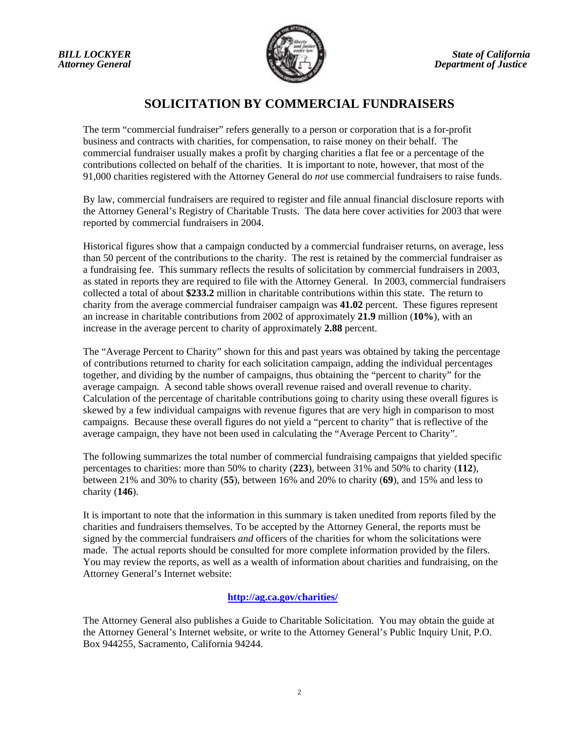*BILL LOCKYER*
*Attorney General*

*State of California*
*Department of Justice*

# SOLICITATION BY COMMERCIAL FUNDRAISERS

The term "commercial fundraiser" refers generally to a person or corporation that is a for-profit business and contracts with charities, for compensation, to raise money on their behalf. The commercial fundraiser usually makes a profit by charging charities a flat fee or a percentage of the contributions collected on behalf of the charities. It is important to note, however, that most of the 91,000 charities registered with the Attorney General do *not* use commercial fundraisers to raise funds.

By law, commercial fundraisers are required to register and file annual financial disclosure reports with the Attorney General's Registry of Charitable Trusts. The data here cover activities for 2003 that were reported by commercial fundraisers in 2004.

Historical figures show that a campaign conducted by a commercial fundraiser returns, on average, less than 50 percent of the contributions to the charity. The rest is retained by the commercial fundraiser as a fundraising fee. This summary reflects the results of solicitation by commercial fundraisers in 2003, as stated in reports they are required to file with the Attorney General. In 2003, commercial fundraisers collected a total of about **$233.2** million in charitable contributions within this state. The return to charity from the average commercial fundraiser campaign was **41.02** percent. These figures represent an increase in charitable contributions from 2002 of approximately **21.9** million (**10%**), with an increase in the average percent to charity of approximately **2.88** percent.

The "Average Percent to Charity" shown for this and past years was obtained by taking the percentage of contributions returned to charity for each solicitation campaign, adding the individual percentages together, and dividing by the number of campaigns, thus obtaining the "percent to charity" for the average campaign. A second table shows overall revenue raised and overall revenue to charity. Calculation of the percentage of charitable contributions going to charity using these overall figures is skewed by a few individual campaigns with revenue figures that are very high in comparison to most campaigns. Because these overall figures do not yield a "percent to charity" that is reflective of the average campaign, they have not been used in calculating the "Average Percent to Charity".

The following summarizes the total number of commercial fundraising campaigns that yielded specific percentages to charities: more than 50% to charity (**223**), between 31% and 50% to charity (**112**), between 21% and 30% to charity (**55**), between 16% and 20% to charity (**69**), and 15% and less to charity (**146**).

It is important to note that the information in this summary is taken unedited from reports filed by the charities and fundraisers themselves. To be accepted by the Attorney General, the reports must be signed by the commercial fundraisers *and* officers of the charities for whom the solicitations were made. The actual reports should be consulted for more complete information provided by the filers. You may review the reports, as well as a wealth of information about charities and fundraising, on the Attorney General's Internet website:

**http://ag.ca.gov/charities/**

The Attorney General also publishes a Guide to Charitable Solicitation. You may obtain the guide at the Attorney General's Internet website, or write to the Attorney General's Public Inquiry Unit, P.O. Box 944255, Sacramento, California 94244.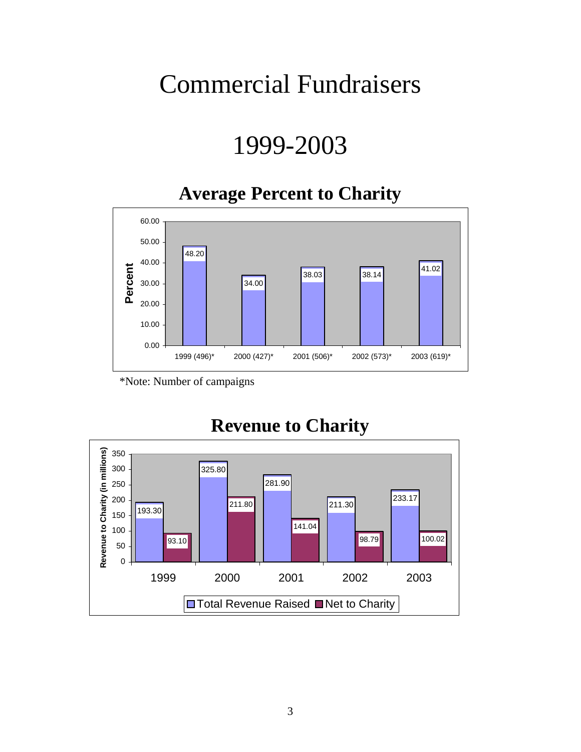# Commercial Fundraisers

# 1999-2003

## Average Percent to Charity

Percent

60.00
50.00
40.00
30.00
20.00
10.00
0.00

48.20
34.00
38.03
38.14
41.02

1999 (496)*
2000 (427)*
2001 (506)*
2002 (573)*
2003 (619)*

*Note: Number of campaigns

## Revenue to Charity

Revenue to Charity (in millions)

350
300
250
200
150
100
50
0

193.30
93.10
325.80
211.80
281.90
141.04
211.30
98.79
233.17
100.02

1999
2000
2001
2002
2003

Total Revenue Raised
Net to Charity